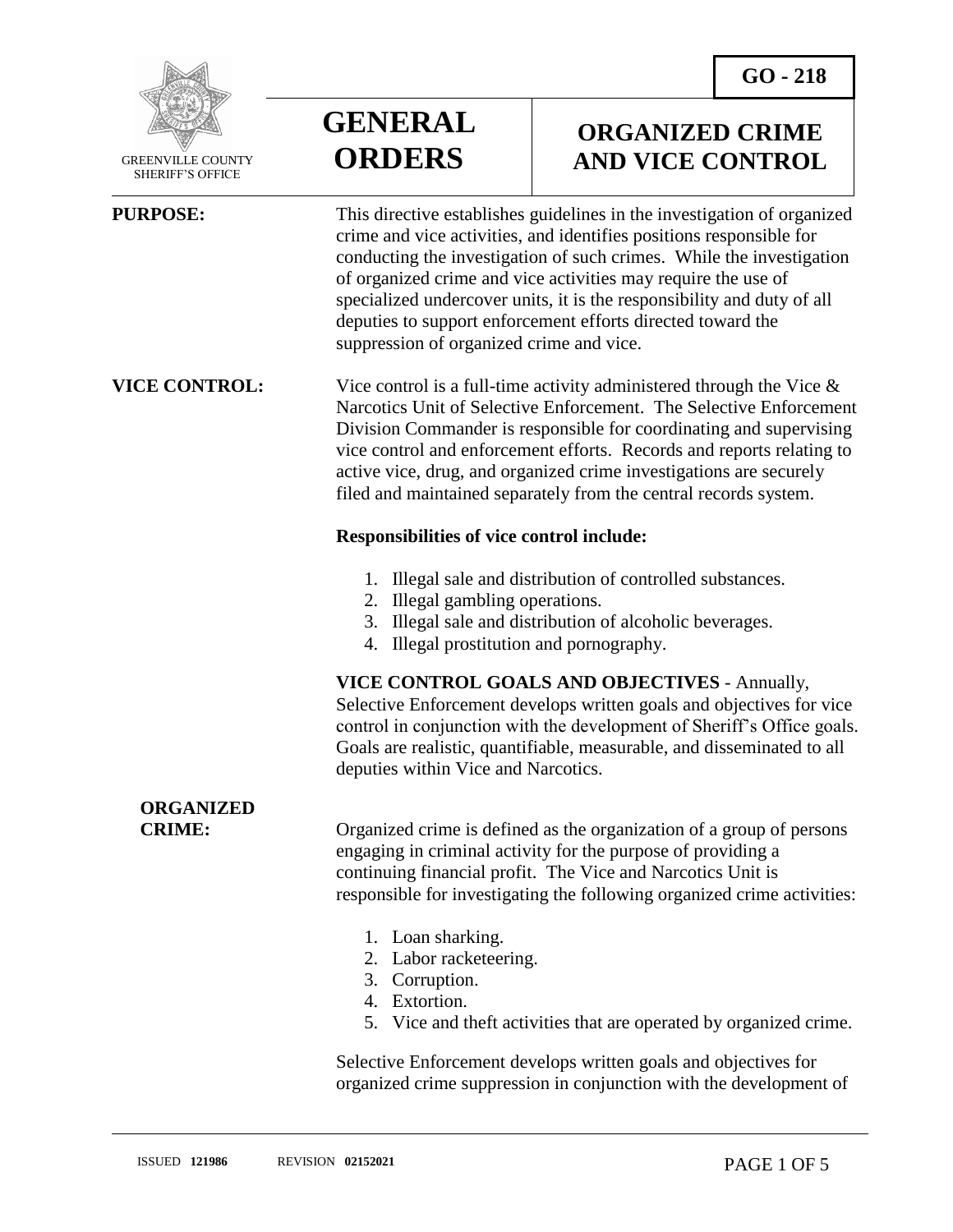GREENVILLE COUNTY SHERIFF'S OFFICE

# GENERAL ORDERS

**GO - 218**

## ORGANIZED CRIME AND VICE CONTROL

**PURPOSE:**

This directive establishes guidelines in the investigation of organized crime and vice activities, and identifies positions responsible for conducting the investigation of such crimes. While the investigation of organized crime and vice activities may require the use of specialized undercover units, it is the responsibility and duty of all deputies to support enforcement efforts directed toward the suppression of organized crime and vice.

**VICE CONTROL:**

Vice control is a full-time activity administered through the Vice & Narcotics Unit of Selective Enforcement. The Selective Enforcement Division Commander is responsible for coordinating and supervising vice control and enforcement efforts. Records and reports relating to active vice, drug, and organized crime investigations are securely filed and maintained separately from the central records system.

**Responsibilities of vice control include:**

1. Illegal sale and distribution of controlled substances.
2. Illegal gambling operations.
3. Illegal sale and distribution of alcoholic beverages.
4. Illegal prostitution and pornography.

**VICE CONTROL GOALS AND OBJECTIVES** - Annually, Selective Enforcement develops written goals and objectives for vice control in conjunction with the development of Sheriff's Office goals. Goals are realistic, quantifiable, measurable, and disseminated to all deputies within Vice and Narcotics.

**ORGANIZED CRIME:**

Organized crime is defined as the organization of a group of persons engaging in criminal activity for the purpose of providing a continuing financial profit. The Vice and Narcotics Unit is responsible for investigating the following organized crime activities:

1. Loan sharking.
2. Labor racketeering.
3. Corruption.
4. Extortion.
5. Vice and theft activities that are operated by organized crime.

Selective Enforcement develops written goals and objectives for organized crime suppression in conjunction with the development of

ISSUED **121986** REVISION **02152021**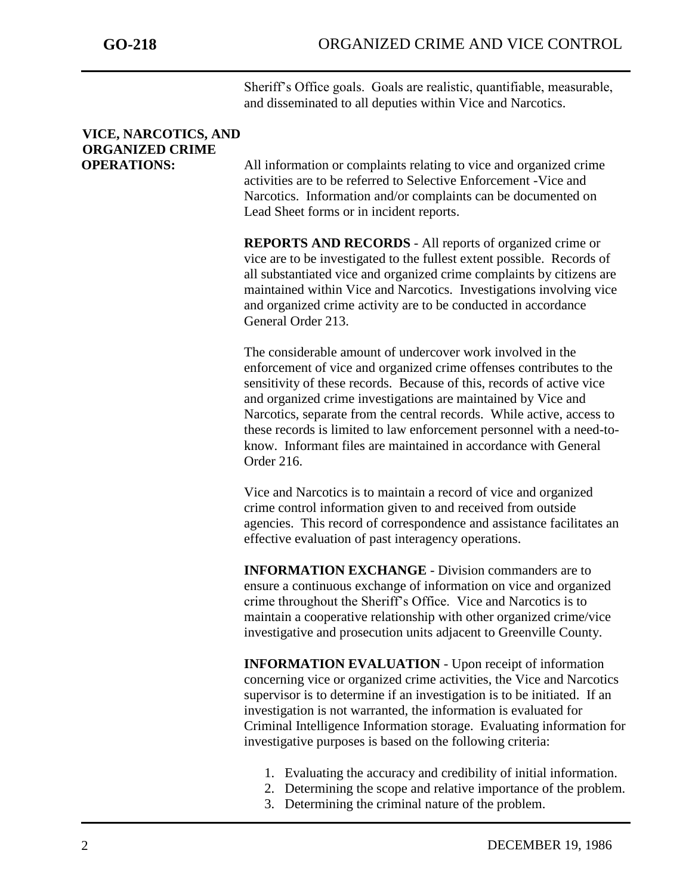Sheriff's Office goals. Goals are realistic, quantifiable, measurable, and disseminated to all deputies within Vice and Narcotics.

## VICE, NARCOTICS, AND ORGANIZED CRIME OPERATIONS:

All information or complaints relating to vice and organized crime activities are to be referred to Selective Enforcement -Vice and Narcotics. Information and/or complaints can be documented on Lead Sheet forms or in incident reports.

**REPORTS AND RECORDS** - All reports of organized crime or vice are to be investigated to the fullest extent possible. Records of all substantiated vice and organized crime complaints by citizens are maintained within Vice and Narcotics. Investigations involving vice and organized crime activity are to be conducted in accordance General Order 213.

The considerable amount of undercover work involved in the enforcement of vice and organized crime offenses contributes to the sensitivity of these records. Because of this, records of active vice and organized crime investigations are maintained by Vice and Narcotics, separate from the central records. While active, access to these records is limited to law enforcement personnel with a need-to-know. Informant files are maintained in accordance with General Order 216.

Vice and Narcotics is to maintain a record of vice and organized crime control information given to and received from outside agencies. This record of correspondence and assistance facilitates an effective evaluation of past interagency operations.

**INFORMATION EXCHANGE** - Division commanders are to ensure a continuous exchange of information on vice and organized crime throughout the Sheriff's Office. Vice and Narcotics is to maintain a cooperative relationship with other organized crime/vice investigative and prosecution units adjacent to Greenville County.

**INFORMATION EVALUATION** - Upon receipt of information concerning vice or organized crime activities, the Vice and Narcotics supervisor is to determine if an investigation is to be initiated. If an investigation is not warranted, the information is evaluated for Criminal Intelligence Information storage. Evaluating information for investigative purposes is based on the following criteria:

1. Evaluating the accuracy and credibility of initial information.
2. Determining the scope and relative importance of the problem.
3. Determining the criminal nature of the problem.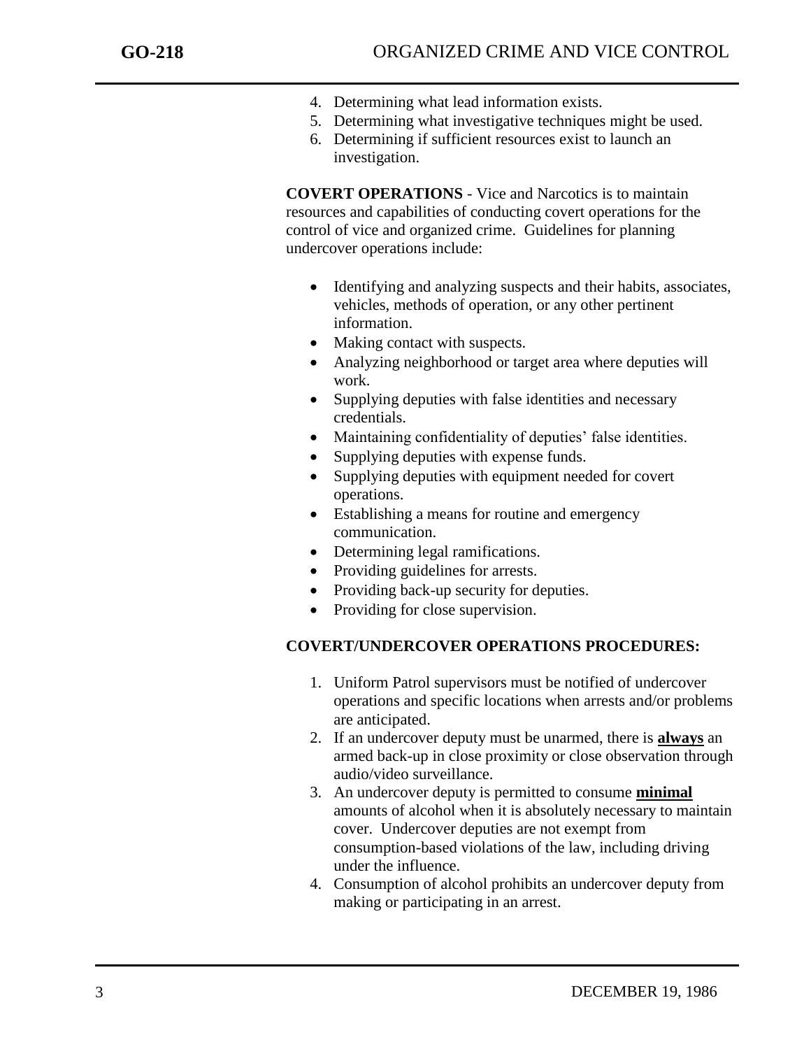4. Determining what lead information exists.
5. Determining what investigative techniques might be used.
6. Determining if sufficient resources exist to launch an investigation.

**COVERT OPERATIONS** - Vice and Narcotics is to maintain resources and capabilities of conducting covert operations for the control of vice and organized crime. Guidelines for planning undercover operations include:

- Identifying and analyzing suspects and their habits, associates, vehicles, methods of operation, or any other pertinent information.
- Making contact with suspects.
- Analyzing neighborhood or target area where deputies will work.
- Supplying deputies with false identities and necessary credentials.
- Maintaining confidentiality of deputies' false identities.
- Supplying deputies with expense funds.
- Supplying deputies with equipment needed for covert operations.
- Establishing a means for routine and emergency communication.
- Determining legal ramifications.
- Providing guidelines for arrests.
- Providing back-up security for deputies.
- Providing for close supervision.

**COVERT/UNDERCOVER OPERATIONS PROCEDURES:**

1. Uniform Patrol supervisors must be notified of undercover operations and specific locations when arrests and/or problems are anticipated.
2. If an undercover deputy must be unarmed, there is **always** an armed back-up in close proximity or close observation through audio/video surveillance.
3. An undercover deputy is permitted to consume **minimal** amounts of alcohol when it is absolutely necessary to maintain cover. Undercover deputies are not exempt from consumption-based violations of the law, including driving under the influence.
4. Consumption of alcohol prohibits an undercover deputy from making or participating in an arrest.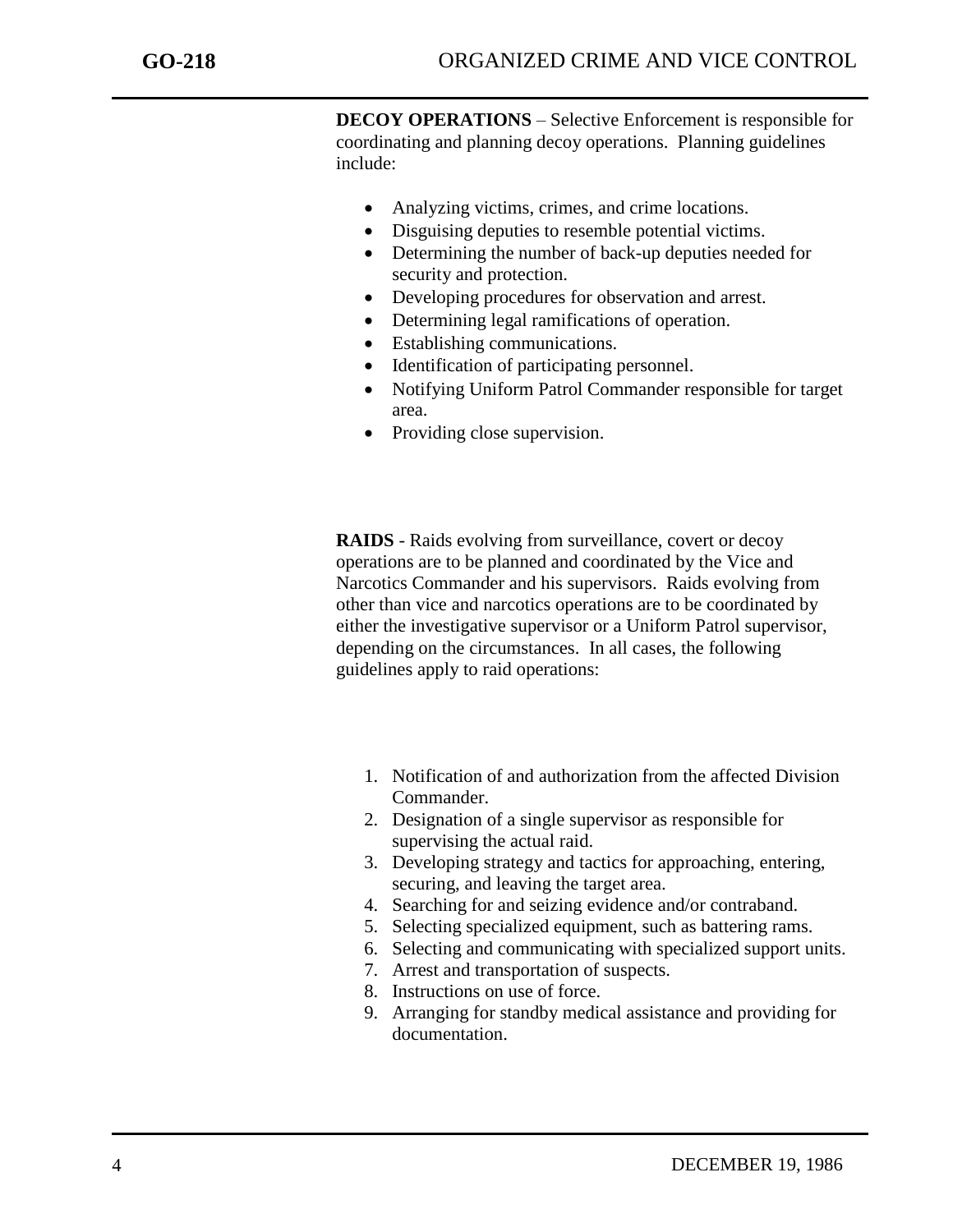**DECOY OPERATIONS** – Selective Enforcement is responsible for coordinating and planning decoy operations. Planning guidelines include:

- Analyzing victims, crimes, and crime locations.
- Disguising deputies to resemble potential victims.
- Determining the number of back-up deputies needed for security and protection.
- Developing procedures for observation and arrest.
- Determining legal ramifications of operation.
- Establishing communications.
- Identification of participating personnel.
- Notifying Uniform Patrol Commander responsible for target area.
- Providing close supervision.

**RAIDS** - Raids evolving from surveillance, covert or decoy operations are to be planned and coordinated by the Vice and Narcotics Commander and his supervisors. Raids evolving from other than vice and narcotics operations are to be coordinated by either the investigative supervisor or a Uniform Patrol supervisor, depending on the circumstances. In all cases, the following guidelines apply to raid operations:

1. Notification of and authorization from the affected Division Commander.
2. Designation of a single supervisor as responsible for supervising the actual raid.
3. Developing strategy and tactics for approaching, entering, securing, and leaving the target area.
4. Searching for and seizing evidence and/or contraband.
5. Selecting specialized equipment, such as battering rams.
6. Selecting and communicating with specialized support units.
7. Arrest and transportation of suspects.
8. Instructions on use of force.
9. Arranging for standby medical assistance and providing for documentation.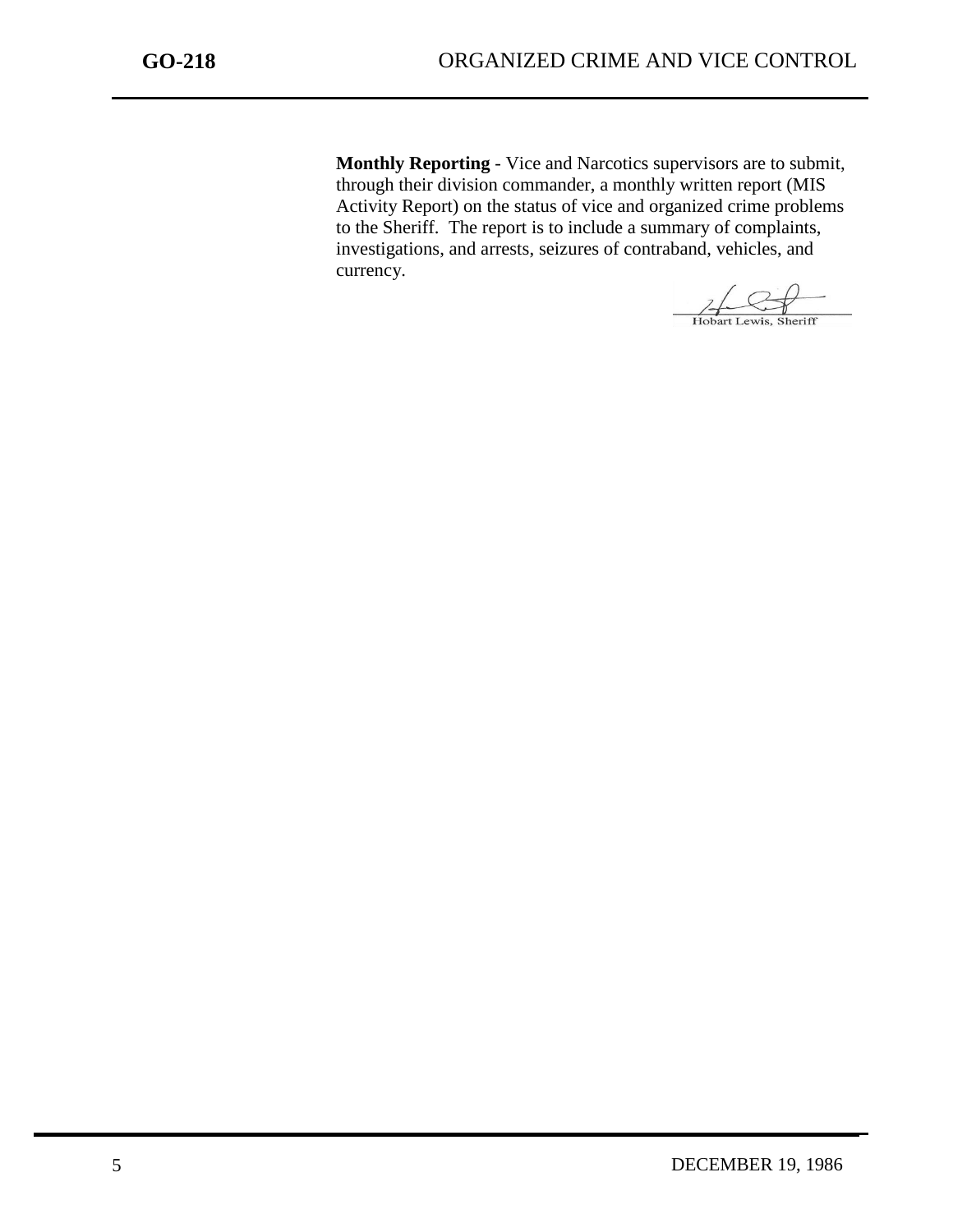**Monthly Reporting** - Vice and Narcotics supervisors are to submit, through their division commander, a monthly written report (MIS Activity Report) on the status of vice and organized crime problems to the Sheriff. The report is to include a summary of complaints, investigations, and arrests, seizures of contraband, vehicles, and currency.

Hobart Lewis, Sheriff